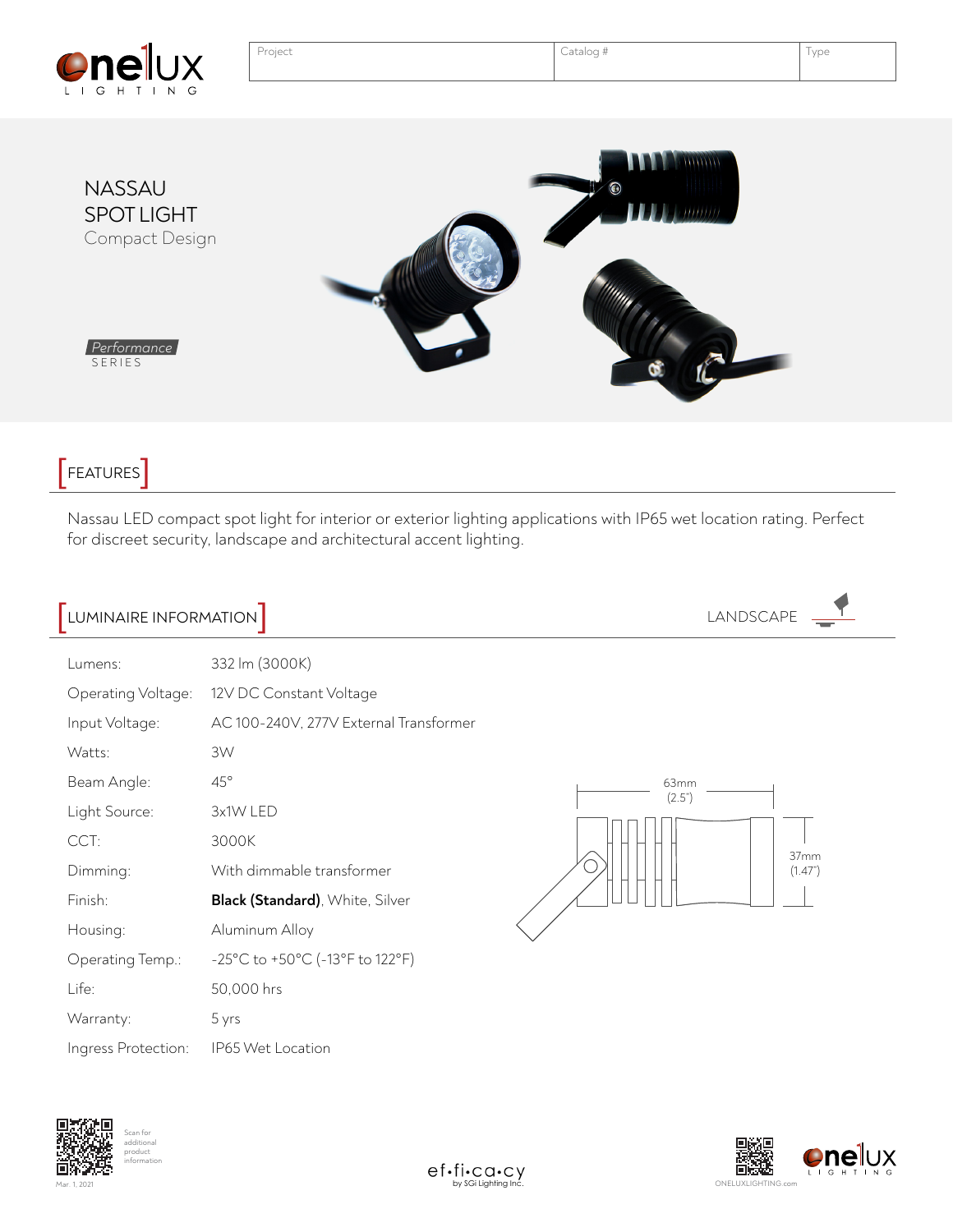| Project | Catalog # | Type |
| --- | --- | --- |
| | | |

# NASSAU SPOT LIGHT

Compact Design

*Performance* SERIES

## FEATURES

Nassau LED compact spot light for interior or exterior lighting applications with IP65 wet location rating. Perfect for discreet security, landscape and architectural accent lighting.

## LUMINAIRE INFORMATION

LANDSCAPE

| | |
| --- | --- |
| Lumens: | 332 lm (3000K) |
| Operating Voltage: | 12V DC Constant Voltage |
| Input Voltage: | AC 100-240V, 277V External Transformer |
| Watts: | 3W |
| Beam Angle: | 45° |
| Light Source: | 3x1W LED |
| CCT: | 3000K |
| Dimming: | With dimmable transformer |
| Finish: | **Black (Standard)**, White, Silver |
| Housing: | Aluminum Alloy |
| Operating Temp.: | -25°C to +50°C (-13°F to 122°F) |
| Life: | 50,000 hrs |
| Warranty: | 5 yrs |
| Ingress Protection: | IP65 Wet Location |

63mm (2.5")

37mm (1.47")

Scan for additional product information

Mar. 1, 2021

ef•fi•ca•cy by SGi Lighting Inc.

ONELUXLIGHTING.com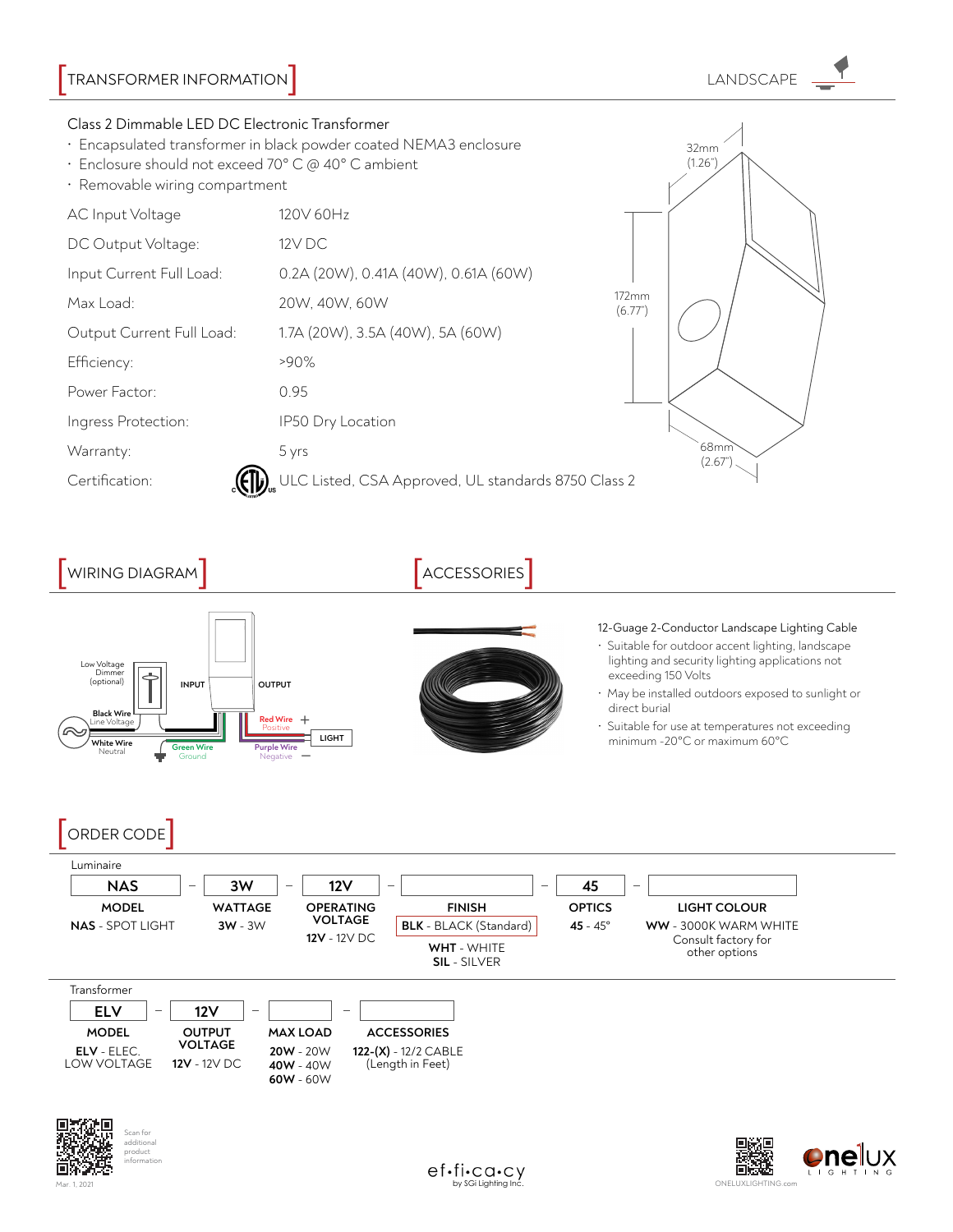## TRANSFORMER INFORMATION

LANDSCAPE

Class 2 Dimmable LED DC Electronic Transformer

- Encapsulated transformer in black powder coated NEMA3 enclosure
- Enclosure should not exceed 70° C @ 40° C ambient
- Removable wiring compartment

| | |
|---|---|
| AC Input Voltage | 120V 60Hz |
| DC Output Voltage: | 12V DC |
| Input Current Full Load: | 0.2A (20W), 0.41A (40W), 0.61A (60W) |
| Max Load: | 20W, 40W, 60W |
| Output Current Full Load: | 1.7A (20W), 3.5A (40W), 5A (60W) |
| Efficiency: | >90% |
| Power Factor: | 0.95 |
| Ingress Protection: | IP50 Dry Location |
| Warranty: | 5 yrs |
| Certification: | ULC Listed, CSA Approved, UL standards 8750 Class 2 |

32mm (1.26")
172mm (6.77")
68mm (2.67")

## WIRING DIAGRAM

Low Voltage Dimmer (optional)
INPUT
OUTPUT
Black Wire Line Voltage
White Wire Neutral
Green Wire Ground
Red Wire Positive +
Purple Wire Negative −
LIGHT

## ACCESSORIES

12-Guage 2-Conductor Landscape Lighting Cable

- Suitable for outdoor accent lighting, landscape lighting and security lighting applications not exceeding 150 Volts
- May be installed outdoors exposed to sunlight or direct burial
- Suitable for use at temperatures not exceeding minimum -20°C or maximum 60°C

## ORDER CODE

Luminaire

| NAS | 3W | 12V | | 45 | |
|---|---|---|---|---|---|
| **MODEL** | **WATTAGE** | **OPERATING VOLTAGE** | **FINISH** | **OPTICS** | **LIGHT COLOUR** |
| **NAS** - SPOT LIGHT | **3W** - 3W | **12V** - 12V DC | **BLK** - BLACK (Standard)<br>**WHT** - WHITE<br>**SIL** - SILVER | **45** - 45° | **WW** - 3000K WARM WHITE<br>Consult factory for other options |

Transformer

| ELV | 12V | | |
|---|---|---|---|
| **MODEL** | **OUTPUT VOLTAGE** | **MAX LOAD** | **ACCESSORIES** |
| **ELV** - ELEC. LOW VOLTAGE | **12V** - 12V DC | **20W** - 20W<br>**40W** - 40W<br>**60W** - 60W | **122-(X)** - 12/2 CABLE (Length in Feet) |

Scan for additional product information

Mar. 1, 2021

ef·fi·ca·cy by SGi Lighting Inc.

ONELUXLIGHTING.com

onelux LIGHTING